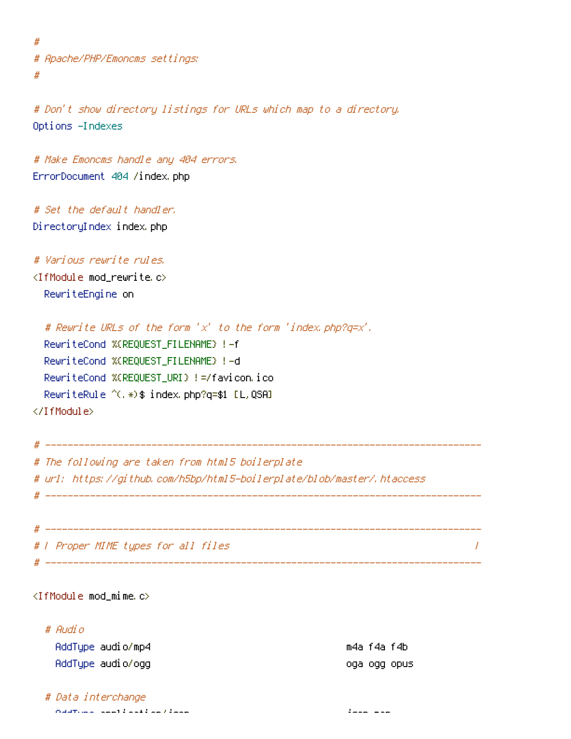```
#
# Apache/PHP/Emoncms settings:
#

# Don't show directory listings for URLs which map to a directory.
Options -Indexes

# Make Emoncms handle any 404 errors.
ErrorDocument 404 /index.php

# Set the default handler.
DirectoryIndex index.php

# Various rewrite rules.
<IfModule mod_rewrite.c>
  RewriteEngine on

  # Rewrite URLs of the form 'x' to the form 'index.php?q=x'.
  RewriteCond %{REQUEST_FILENAME} !-f
  RewriteCond %{REQUEST_FILENAME} !-d
  RewriteCond %{REQUEST_URI} !=/favicon.ico
  RewriteRule ^(.*)$ index.php?q=$1 [L,QSA]
</IfModule>

# ------------------------------------------------------------------------------
# The following are taken from html5 boilerplate
# url: https://github.com/h5bp/html5-boilerplate/blob/master/.htaccess
# ------------------------------------------------------------------------------

# ------------------------------------------------------------------------------
# | Proper MIME types for all files                                            |
# ------------------------------------------------------------------------------

<IfModule mod_mime.c>

  # Audio
    AddType audio/mp4                                   m4a f4a f4b
    AddType audio/ogg                                   oga ogg opus

  # Data interchange
```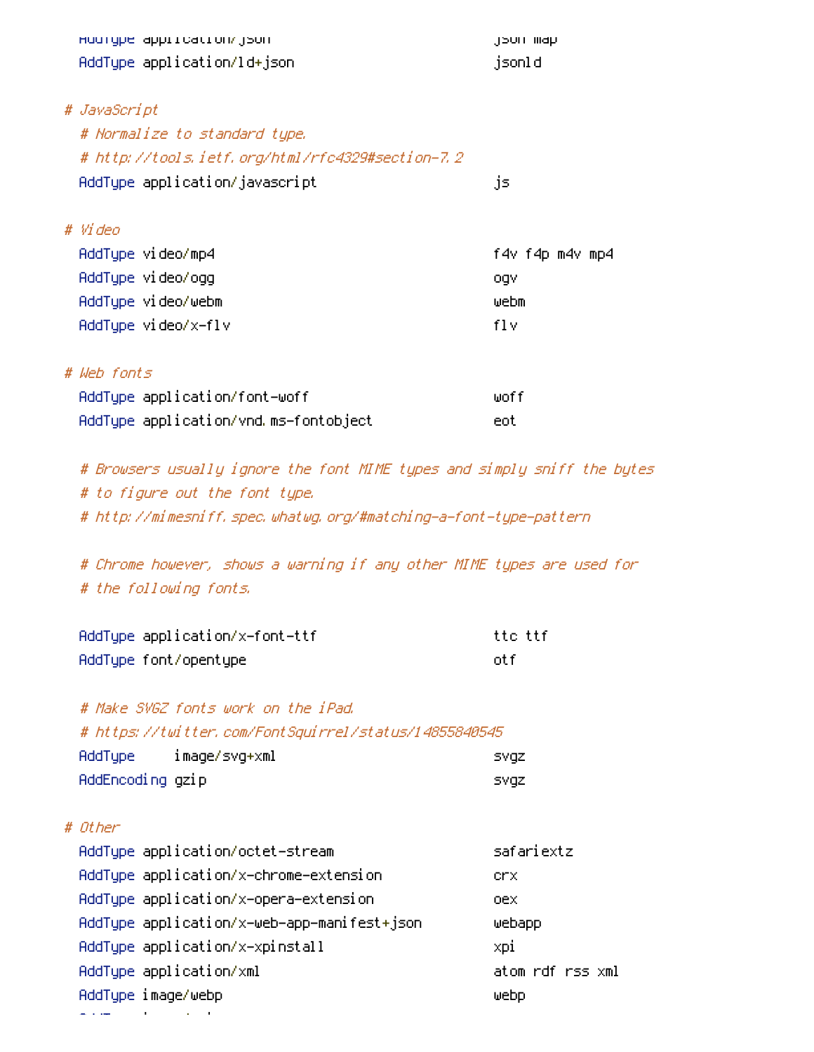```
  AddType application/json                            json map
  AddType application/ld+json                         jsonld

# JavaScript
  # Normalize to standard type.
  # http://tools.ietf.org/html/rfc4329#section-7.2
  AddType application/javascript                      js

# Video
  AddType video/mp4                                   f4v f4p m4v mp4
  AddType video/ogg                                   ogv
  AddType video/webm                                  webm
  AddType video/x-flv                                 flv

# Web fonts
  AddType application/font-woff                       woff
  AddType application/vnd.ms-fontobject               eot

  # Browsers usually ignore the font MIME types and simply sniff the bytes
  # to figure out the font type.
  # http://mimesniff.spec.whatwg.org/#matching-a-font-type-pattern

  # Chrome however, shows a warning if any other MIME types are used for
  # the following fonts.

  AddType application/x-font-ttf                      ttc ttf
  AddType font/opentype                               otf

  # Make SVGZ fonts work on the iPad.
  # https://twitter.com/FontSquirrel/status/14855840545
  AddType     image/svg+xml                           svgz
  AddEncoding gzip                                    svgz

# Other
  AddType application/octet-stream                    safariextz
  AddType application/x-chrome-extension              crx
  AddType application/x-opera-extension               oex
  AddType application/x-web-app-manifest+json         webapp
  AddType application/x-xpinstall                     xpi
  AddType application/xml                             atom rdf rss xml
  AddType image/webp                                  webp
```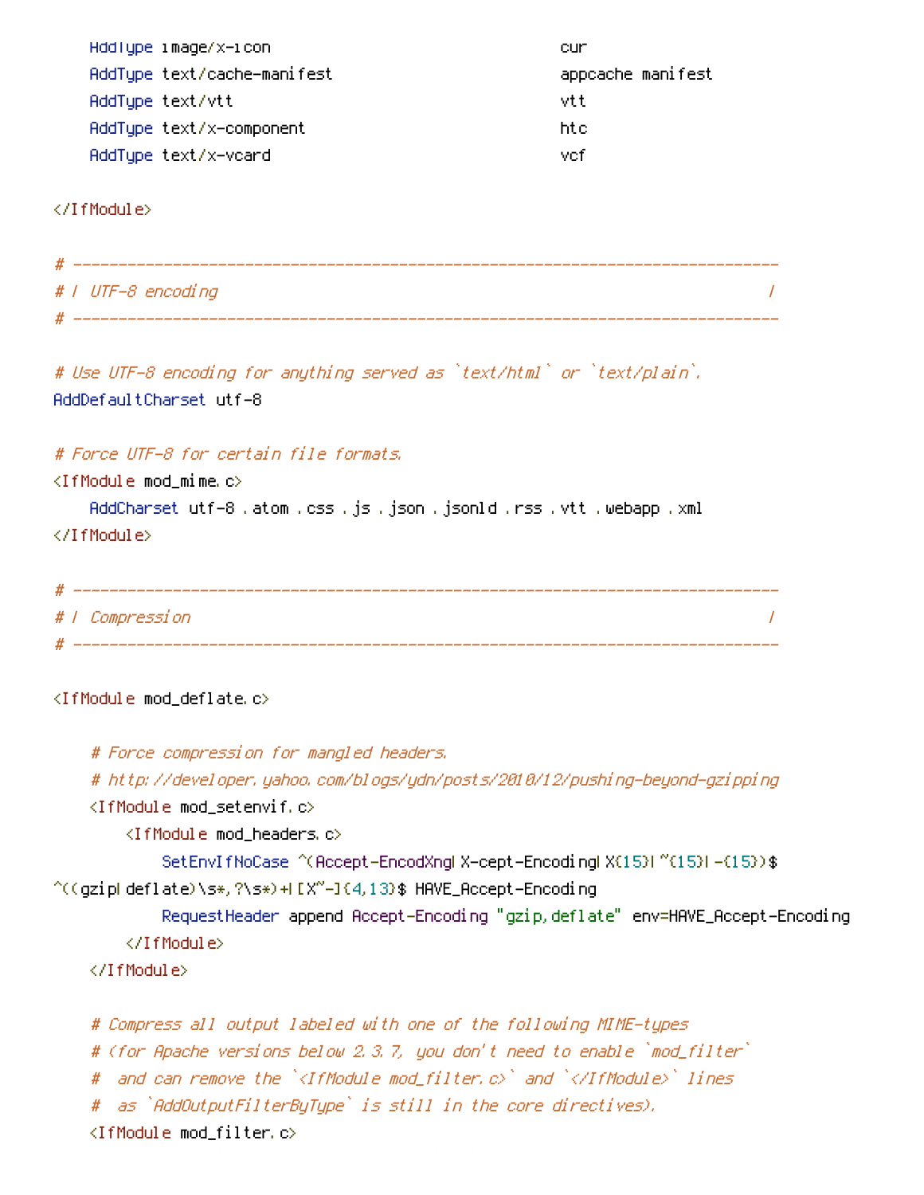```
    AddType image/x-icon                                  cur
    AddType text/cache-manifest                           appcache manifest
    AddType text/vtt                                      vtt
    AddType text/x-component                              htc
    AddType text/x-vcard                                  vcf

</IfModule>

# ------------------------------------------------------------------------------
# | UTF-8 encoding                                                             |
# ------------------------------------------------------------------------------

# Use UTF-8 encoding for anything served as `text/html` or `text/plain`.
AddDefaultCharset utf-8

# Force UTF-8 for certain file formats.
<IfModule mod_mime.c>
    AddCharset utf-8 .atom .css .js .json .jsonld .rss .vtt .webapp .xml
</IfModule>

# ------------------------------------------------------------------------------
# | Compression                                                                |
# ------------------------------------------------------------------------------

<IfModule mod_deflate.c>

    # Force compression for mangled headers.
    # http://developer.yahoo.com/blogs/ydn/posts/2010/12/pushing-beyond-gzipping
    <IfModule mod_setenvif.c>
        <IfModule mod_headers.c>
            SetEnvIfNoCase ^(Accept-EncodXng|X-cept-Encoding|X{15}|~{15}|-{15})$
^((gzip|deflate)\s*,?\s*)+|[X~-]{4,13}$ HAVE_Accept-Encoding
            RequestHeader append Accept-Encoding "gzip,deflate" env=HAVE_Accept-Encoding
        </IfModule>
    </IfModule>

    # Compress all output labeled with one of the following MIME-types
    # (for Apache versions below 2.3.7, you don't need to enable `mod_filter`
    #  and can remove the `<IfModule mod_filter.c>` and `</IfModule>` lines
    #  as `AddOutputFilterByType` is still in the core directives).
    <IfModule mod_filter.c>
```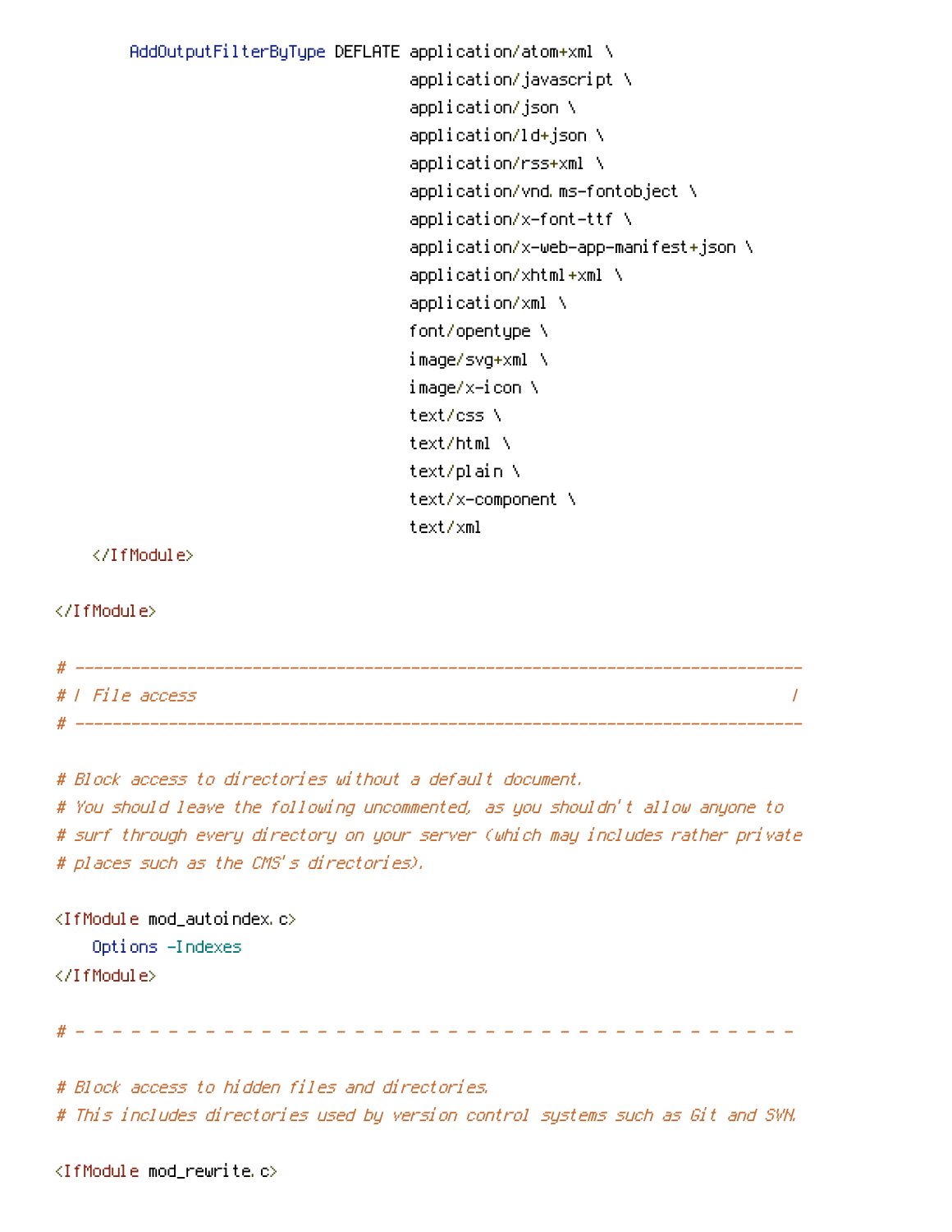```
        AddOutputFilterByType DEFLATE application/atom+xml \
                                      application/javascript \
                                      application/json \
                                      application/ld+json \
                                      application/rss+xml \
                                      application/vnd.ms-fontobject \
                                      application/x-font-ttf \
                                      application/x-web-app-manifest+json \
                                      application/xhtml+xml \
                                      application/xml \
                                      font/opentype \
                                      image/svg+xml \
                                      image/x-icon \
                                      text/css \
                                      text/html \
                                      text/plain \
                                      text/x-component \
                                      text/xml
    </IfModule>

</IfModule>

# ------------------------------------------------------------------------------
# | File access                                                                |
# ------------------------------------------------------------------------------

# Block access to directories without a default document.
# You should leave the following uncommented, as you shouldn't allow anyone to
# surf through every directory on your server (which may includes rather private
# places such as the CMS's directories).

<IfModule mod_autoindex.c>
    Options -Indexes
</IfModule>

# - - - - - - - - - - - - - - - - - - - - - - - - - - - - - - - - - - - - - - -

# Block access to hidden files and directories.
# This includes directories used by version control systems such as Git and SVN.

<IfModule mod_rewrite.c>
```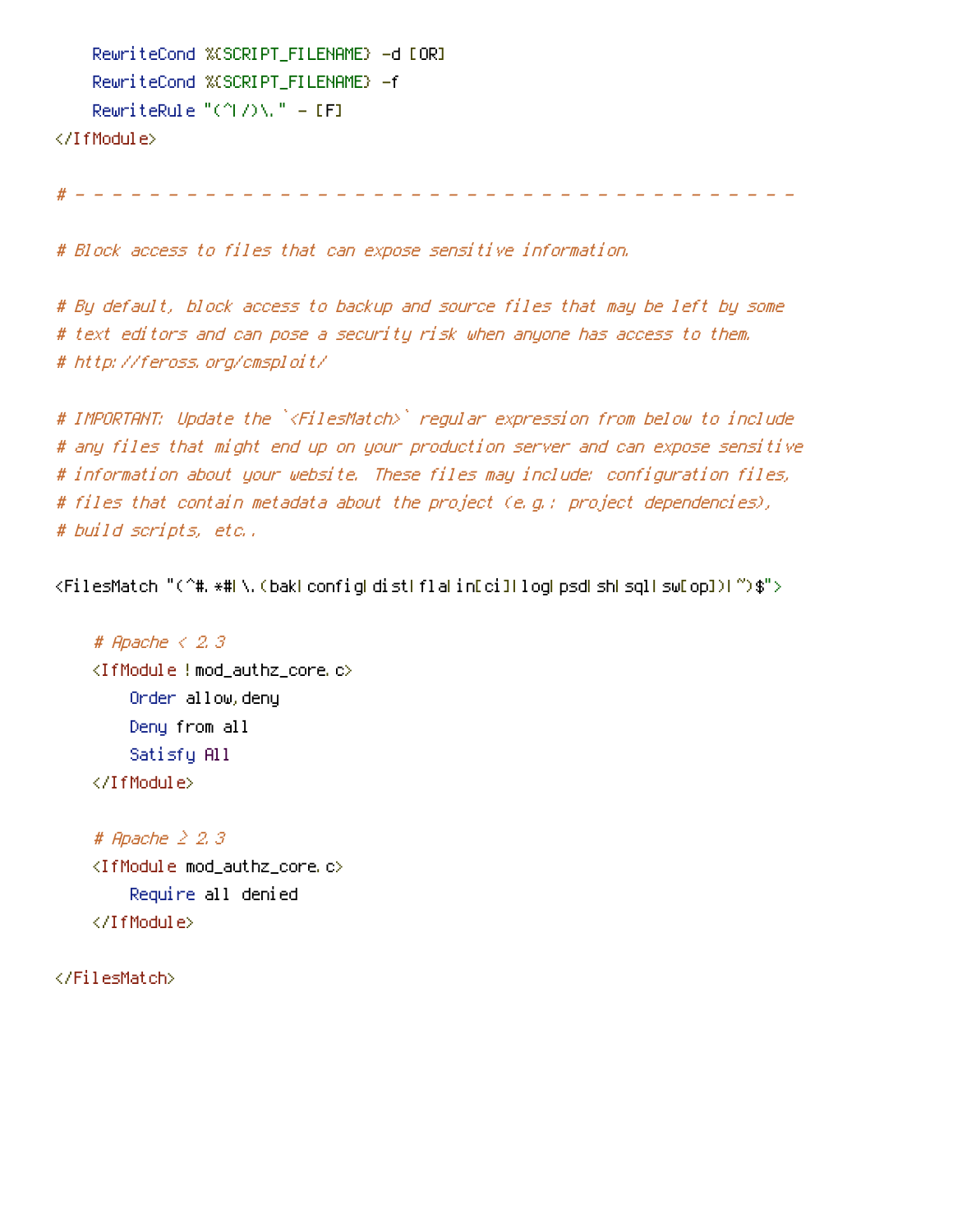```
    RewriteCond %{SCRIPT_FILENAME} -d [OR]
    RewriteCond %{SCRIPT_FILENAME} -f
    RewriteRule "(^|/)\." - [F]
</IfModule>

# - - - - - - - - - - - - - - - - - - - - - - - - - - - - - - - - - - - - - - -

# Block access to files that can expose sensitive information.

# By default, block access to backup and source files that may be left by some
# text editors and can pose a security risk when anyone has access to them.
# http://feross.org/cmsploit/

# IMPORTANT: Update the `<FilesMatch>` regular expression from below to include
# any files that might end up on your production server and can expose sensitive
# information about your website. These files may include: configuration files,
# files that contain metadata about the project (e.g.: project dependencies),
# build scripts, etc..

<FilesMatch "(^#.*#|\.(bak|config|dist|fla|in[ci]|log|psd|sh|sql|sw[op])|~)$">

    # Apache < 2.3
    <IfModule !mod_authz_core.c>
        Order allow,deny
        Deny from all
        Satisfy All
    </IfModule>

    # Apache ≥ 2.3
    <IfModule mod_authz_core.c>
        Require all denied
    </IfModule>

</FilesMatch>
```